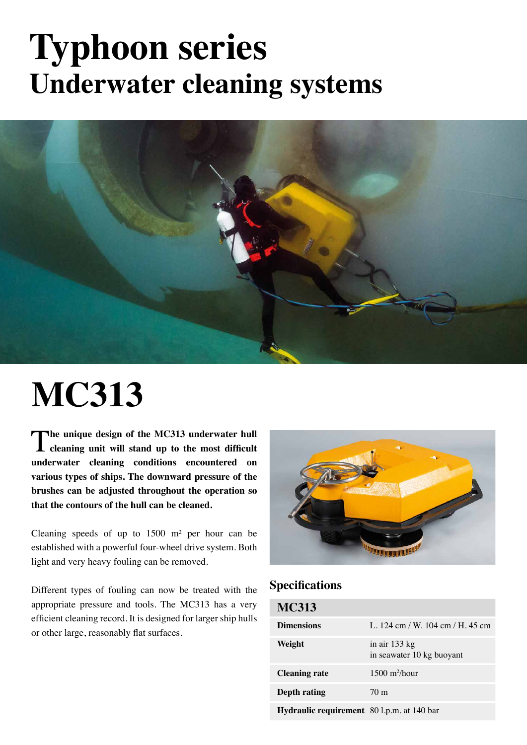# Typhoon series

## Underwater cleaning systems

# MC313

**The unique design of the MC313 underwater hull cleaning unit will stand up to the most difficult underwater cleaning conditions encountered on various types of ships. The downward pressure of the brushes can be adjusted throughout the operation so that the contours of the hull can be cleaned.**

Cleaning speeds of up to 1500 m$^2$ per hour can be established with a powerful four-wheel drive system. Both light and very heavy fouling can be removed.

Different types of fouling can now be treated with the appropriate pressure and tools. The MC313 has a very efficient cleaning record. It is designed for larger ship hulls or other large, reasonably flat surfaces.

### Specifications

| MC313 | |
|---|---|
| **Dimensions** | L. 124 cm / W. 104 cm / H. 45 cm |
| **Weight** | in air 133 kg<br>in seawater 10 kg buoyant |
| **Cleaning rate** | 1500 m$^2$/hour |
| **Depth rating** | 70 m |
| **Hydraulic requirement** | 80 l.p.m. at 140 bar |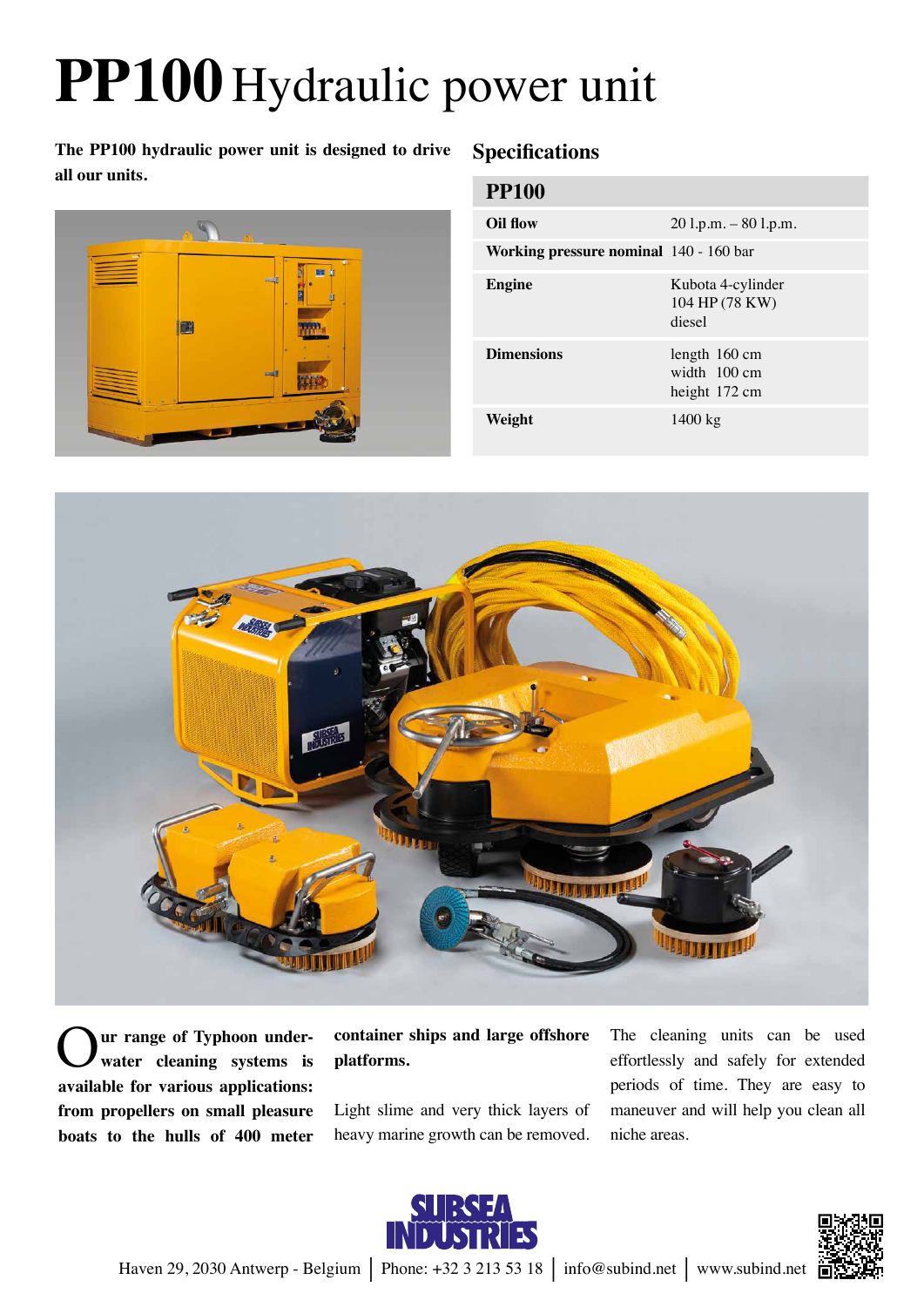# PP100 Hydraulic power unit

**The PP100 hydraulic power unit is designed to drive all our units.**

## Specifications

| PP100 | |
|---|---|
| **Oil flow** | 20 l.p.m. – 80 l.p.m. |
| **Working pressure nominal** | 140 - 160 bar |
| **Engine** | Kubota 4-cylinder<br>104 HP (78 KW)<br>diesel |
| **Dimensions** | length 160 cm<br>width 100 cm<br>height 172 cm |
| **Weight** | 1400 kg |

**Our range of Typhoon underwater cleaning systems is available for various applications: from propellers on small pleasure boats to the hulls of 400 meter container ships and large offshore platforms.**

Light slime and very thick layers of heavy marine growth can be removed.

The cleaning units can be used effortlessly and safely for extended periods of time. They are easy to maneuver and will help you clean all niche areas.

SUBSEA INDUSTRIES

Haven 29, 2030 Antwerp - Belgium | Phone: +32 3 213 53 18 | info@subind.net | www.subind.net